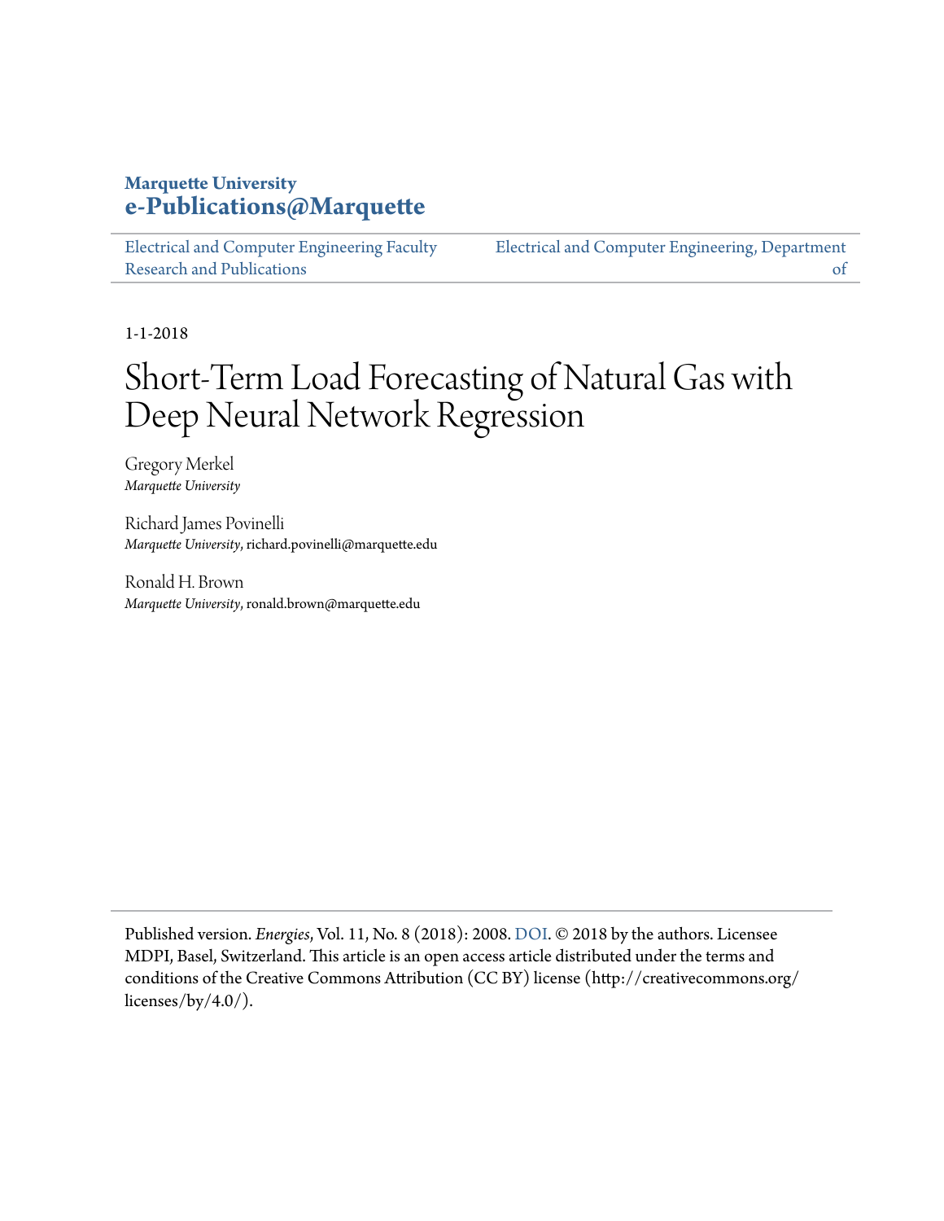**Marquette University**
**e-Publications@Marquette**

| Electrical and Computer Engineering Faculty Research and Publications | Electrical and Computer Engineering, Department of |
|---|---|

1-1-2018

# Short-Term Load Forecasting of Natural Gas with Deep Neural Network Regression

Gregory Merkel
*Marquette University*

Richard James Povinelli
*Marquette University*, richard.povinelli@marquette.edu

Ronald H. Brown
*Marquette University*, ronald.brown@marquette.edu

Published version. *Energies*, Vol. 11, No. 8 (2018): 2008. DOI. © 2018 by the authors. Licensee MDPI, Basel, Switzerland. This article is an open access article distributed under the terms and conditions of the Creative Commons Attribution (CC BY) license (http://creativecommons.org/licenses/by/4.0/).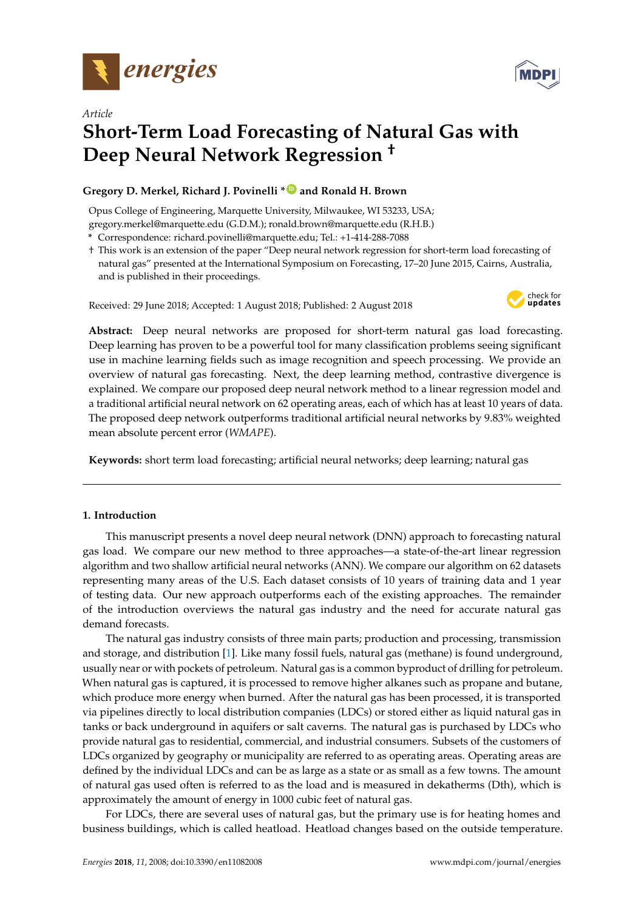energies

Article

# Short-Term Load Forecasting of Natural Gas with Deep Neural Network Regression †

**Gregory D. Merkel, Richard J. Povinelli * and Ronald H. Brown**

Opus College of Engineering, Marquette University, Milwaukee, WI 53233, USA; gregory.merkel@marquette.edu (G.D.M.); ronald.brown@marquette.edu (R.H.B.)

\* Correspondence: richard.povinelli@marquette.edu; Tel.: +1-414-288-7088

† This work is an extension of the paper "Deep neural network regression for short-term load forecasting of natural gas" presented at the International Symposium on Forecasting, 17–20 June 2015, Cairns, Australia, and is published in their proceedings.

Received: 29 June 2018; Accepted: 1 August 2018; Published: 2 August 2018

**Abstract:** Deep neural networks are proposed for short-term natural gas load forecasting. Deep learning has proven to be a powerful tool for many classification problems seeing significant use in machine learning fields such as image recognition and speech processing. We provide an overview of natural gas forecasting. Next, the deep learning method, contrastive divergence is explained. We compare our proposed deep neural network method to a linear regression model and a traditional artificial neural network on 62 operating areas, each of which has at least 10 years of data. The proposed deep network outperforms traditional artificial neural networks by 9.83% weighted mean absolute percent error (*WMAPE*).

**Keywords:** short term load forecasting; artificial neural networks; deep learning; natural gas

## 1. Introduction

This manuscript presents a novel deep neural network (DNN) approach to forecasting natural gas load. We compare our new method to three approaches—a state-of-the-art linear regression algorithm and two shallow artificial neural networks (ANN). We compare our algorithm on 62 datasets representing many areas of the U.S. Each dataset consists of 10 years of training data and 1 year of testing data. Our new approach outperforms each of the existing approaches. The remainder of the introduction overviews the natural gas industry and the need for accurate natural gas demand forecasts.

The natural gas industry consists of three main parts; production and processing, transmission and storage, and distribution [1]. Like many fossil fuels, natural gas (methane) is found underground, usually near or with pockets of petroleum. Natural gas is a common byproduct of drilling for petroleum. When natural gas is captured, it is processed to remove higher alkanes such as propane and butane, which produce more energy when burned. After the natural gas has been processed, it is transported via pipelines directly to local distribution companies (LDCs) or stored either as liquid natural gas in tanks or back underground in aquifers or salt caverns. The natural gas is purchased by LDCs who provide natural gas to residential, commercial, and industrial consumers. Subsets of the customers of LDCs organized by geography or municipality are referred to as operating areas. Operating areas are defined by the individual LDCs and can be as large as a state or as small as a few towns. The amount of natural gas used often is referred to as the load and is measured in dekatherms (Dth), which is approximately the amount of energy in 1000 cubic feet of natural gas.

For LDCs, there are several uses of natural gas, but the primary use is for heating homes and business buildings, which is called heatload. Heatload changes based on the outside temperature.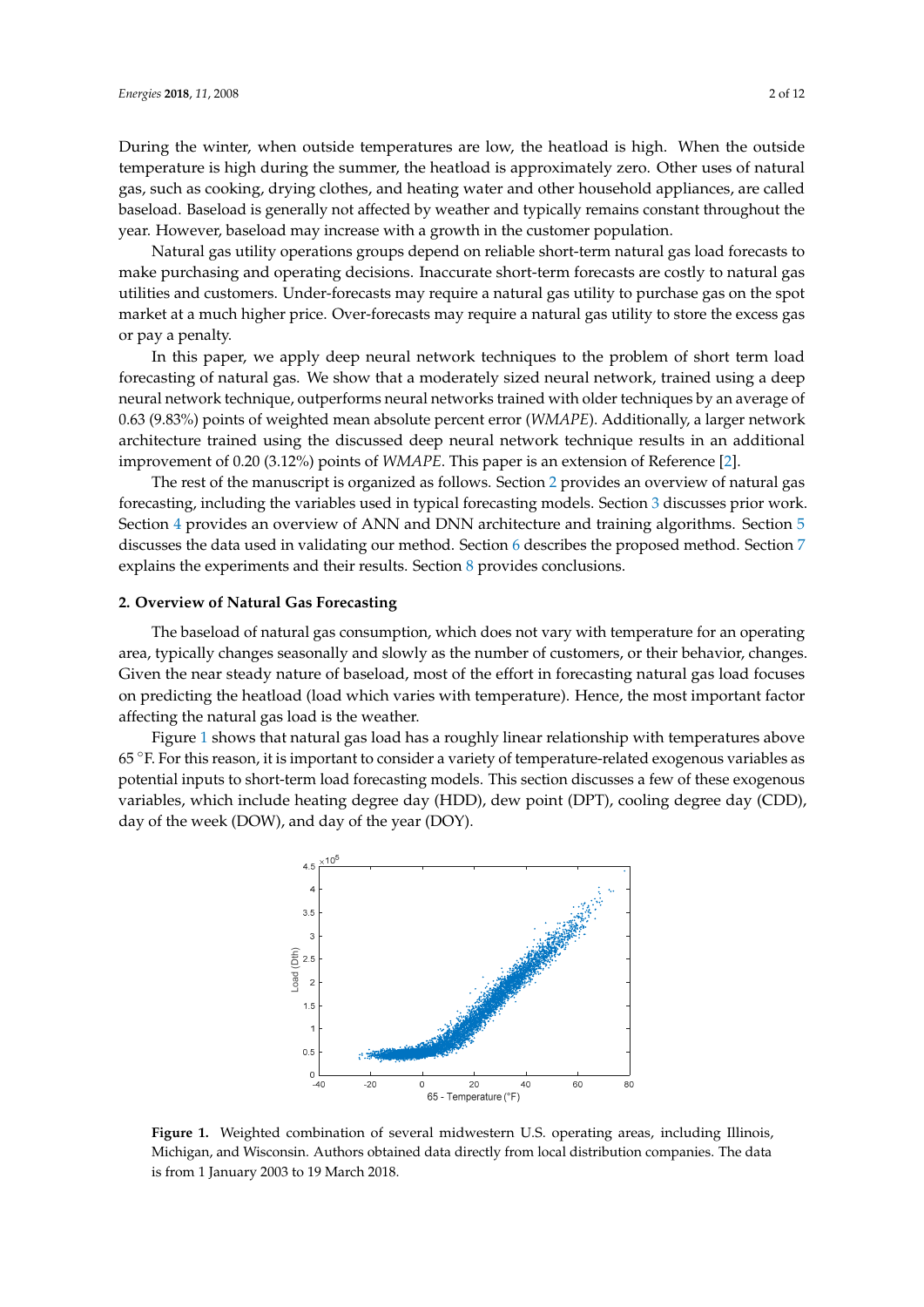During the winter, when outside temperatures are low, the heatload is high. When the outside temperature is high during the summer, the heatload is approximately zero. Other uses of natural gas, such as cooking, drying clothes, and heating water and other household appliances, are called baseload. Baseload is generally not affected by weather and typically remains constant throughout the year. However, baseload may increase with a growth in the customer population.

Natural gas utility operations groups depend on reliable short-term natural gas load forecasts to make purchasing and operating decisions. Inaccurate short-term forecasts are costly to natural gas utilities and customers. Under-forecasts may require a natural gas utility to purchase gas on the spot market at a much higher price. Over-forecasts may require a natural gas utility to store the excess gas or pay a penalty.

In this paper, we apply deep neural network techniques to the problem of short term load forecasting of natural gas. We show that a moderately sized neural network, trained using a deep neural network technique, outperforms neural networks trained with older techniques by an average of 0.63 (9.83%) points of weighted mean absolute percent error (*WMAPE*). Additionally, a larger network architecture trained using the discussed deep neural network technique results in an additional improvement of 0.20 (3.12%) points of *WMAPE*. This paper is an extension of Reference [2].

The rest of the manuscript is organized as follows. Section 2 provides an overview of natural gas forecasting, including the variables used in typical forecasting models. Section 3 discusses prior work. Section 4 provides an overview of ANN and DNN architecture and training algorithms. Section 5 discusses the data used in validating our method. Section 6 describes the proposed method. Section 7 explains the experiments and their results. Section 8 provides conclusions.

## 2. Overview of Natural Gas Forecasting

The baseload of natural gas consumption, which does not vary with temperature for an operating area, typically changes seasonally and slowly as the number of customers, or their behavior, changes. Given the near steady nature of baseload, most of the effort in forecasting natural gas load focuses on predicting the heatload (load which varies with temperature). Hence, the most important factor affecting the natural gas load is the weather.

Figure 1 shows that natural gas load has a roughly linear relationship with temperatures above 65 °F. For this reason, it is important to consider a variety of temperature-related exogenous variables as potential inputs to short-term load forecasting models. This section discusses a few of these exogenous variables, which include heating degree day (HDD), dew point (DPT), cooling degree day (CDD), day of the week (DOW), and day of the year (DOY).

**Figure 1.** Weighted combination of several midwestern U.S. operating areas, including Illinois, Michigan, and Wisconsin. Authors obtained data directly from local distribution companies. The data is from 1 January 2003 to 19 March 2018.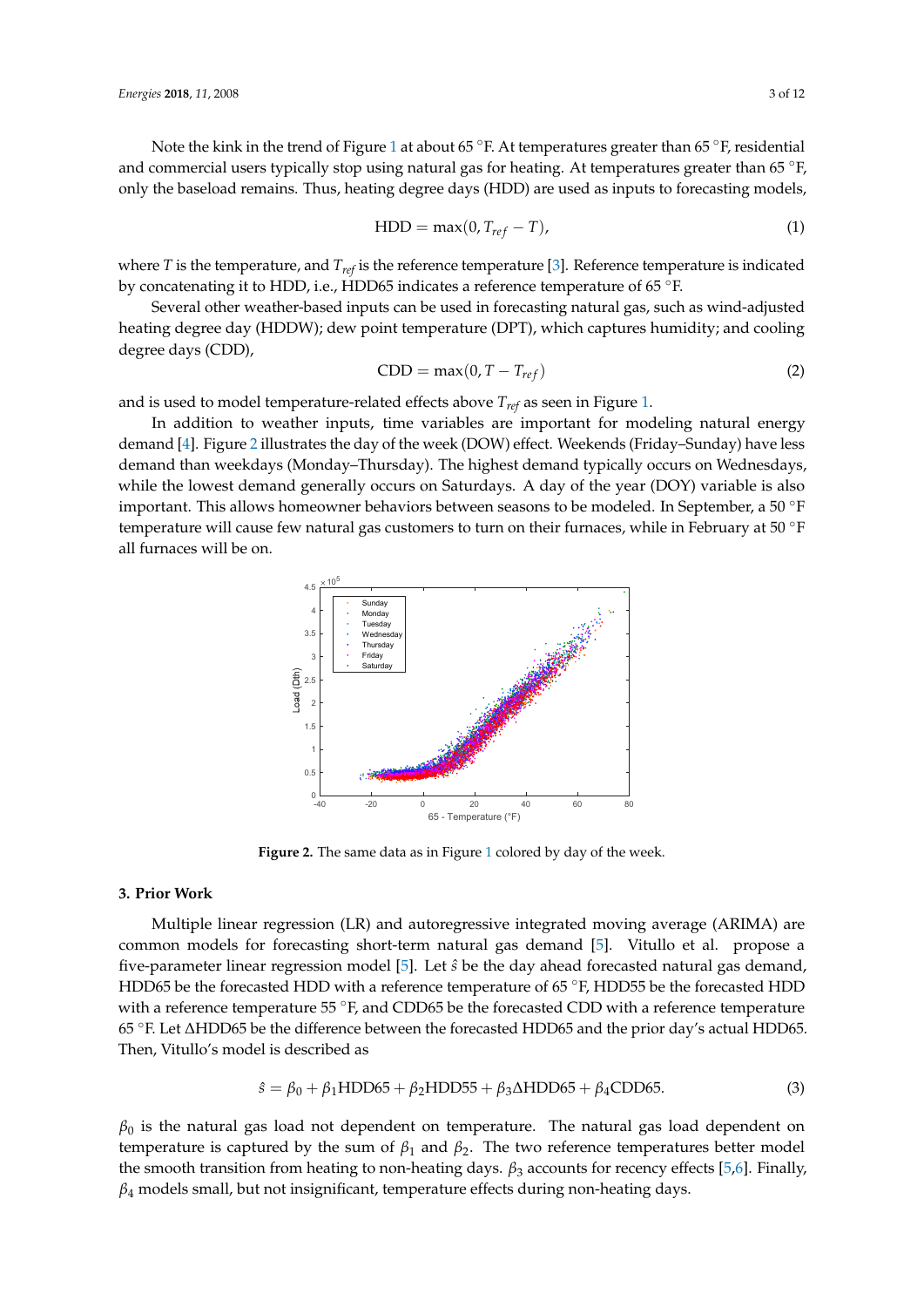Note the kink in the trend of Figure 1 at about 65 °F. At temperatures greater than 65 °F, residential and commercial users typically stop using natural gas for heating. At temperatures greater than 65 °F, only the baseload remains. Thus, heating degree days (HDD) are used as inputs to forecasting models,

$$\text{HDD} = \max(0, T_{ref} - T), \tag{1}$$

where $T$ is the temperature, and $T_{ref}$ is the reference temperature [3]. Reference temperature is indicated by concatenating it to HDD, i.e., HDD65 indicates a reference temperature of 65 °F.

Several other weather-based inputs can be used in forecasting natural gas, such as wind-adjusted heating degree day (HDDW); dew point temperature (DPT), which captures humidity; and cooling degree days (CDD),

$$\text{CDD} = \max(0, T - T_{ref}) \tag{2}$$

and is used to model temperature-related effects above $T_{ref}$ as seen in Figure 1.

In addition to weather inputs, time variables are important for modeling natural energy demand [4]. Figure 2 illustrates the day of the week (DOW) effect. Weekends (Friday–Sunday) have less demand than weekdays (Monday–Thursday). The highest demand typically occurs on Wednesdays, while the lowest demand generally occurs on Saturdays. A day of the year (DOY) variable is also important. This allows homeowner behaviors between seasons to be modeled. In September, a 50 °F temperature will cause few natural gas customers to turn on their furnaces, while in February at 50 °F all furnaces will be on.

**Figure 2.** The same data as in Figure 1 colored by day of the week.

## 3. Prior Work

Multiple linear regression (LR) and autoregressive integrated moving average (ARIMA) are common models for forecasting short-term natural gas demand [5]. Vitullo et al. propose a five-parameter linear regression model [5]. Let $\hat{s}$ be the day ahead forecasted natural gas demand, HDD65 be the forecasted HDD with a reference temperature of 65 °F, HDD55 be the forecasted HDD with a reference temperature 55 °F, and CDD65 be the forecasted CDD with a reference temperature 65 °F. Let $\Delta$HDD65 be the difference between the forecasted HDD65 and the prior day's actual HDD65. Then, Vitullo's model is described as

$$\hat{s} = \beta_0 + \beta_1 \text{HDD65} + \beta_2 \text{HDD55} + \beta_3 \Delta\text{HDD65} + \beta_4 \text{CDD65}. \tag{3}$$

$\beta_0$ is the natural gas load not dependent on temperature. The natural gas load dependent on temperature is captured by the sum of $\beta_1$ and $\beta_2$. The two reference temperatures better model the smooth transition from heating to non-heating days. $\beta_3$ accounts for recency effects [5,6]. Finally, $\beta_4$ models small, but not insignificant, temperature effects during non-heating days.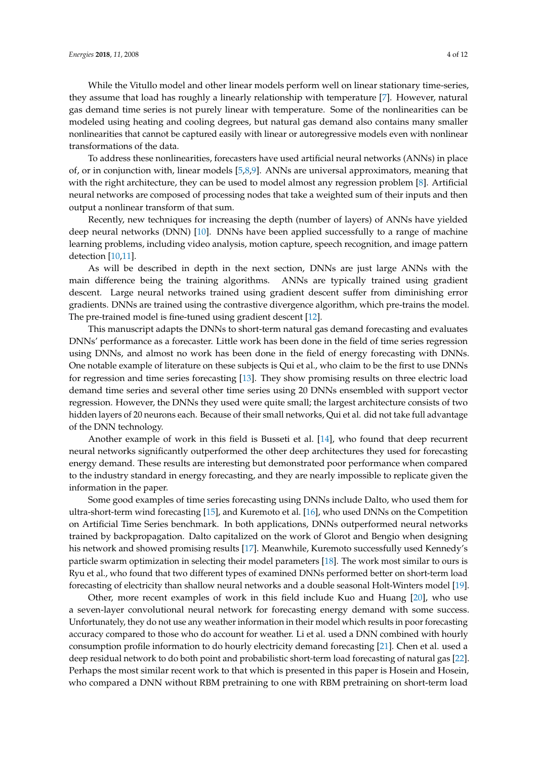While the Vitullo model and other linear models perform well on linear stationary time-series, they assume that load has roughly a linearly relationship with temperature [7]. However, natural gas demand time series is not purely linear with temperature. Some of the nonlinearities can be modeled using heating and cooling degrees, but natural gas demand also contains many smaller nonlinearities that cannot be captured easily with linear or autoregressive models even with nonlinear transformations of the data.

To address these nonlinearities, forecasters have used artificial neural networks (ANNs) in place of, or in conjunction with, linear models [5,8,9]. ANNs are universal approximators, meaning that with the right architecture, they can be used to model almost any regression problem [8]. Artificial neural networks are composed of processing nodes that take a weighted sum of their inputs and then output a nonlinear transform of that sum.

Recently, new techniques for increasing the depth (number of layers) of ANNs have yielded deep neural networks (DNN) [10]. DNNs have been applied successfully to a range of machine learning problems, including video analysis, motion capture, speech recognition, and image pattern detection [10,11].

As will be described in depth in the next section, DNNs are just large ANNs with the main difference being the training algorithms. ANNs are typically trained using gradient descent. Large neural networks trained using gradient descent suffer from diminishing error gradients. DNNs are trained using the contrastive divergence algorithm, which pre-trains the model. The pre-trained model is fine-tuned using gradient descent [12].

This manuscript adapts the DNNs to short-term natural gas demand forecasting and evaluates DNNs' performance as a forecaster. Little work has been done in the field of time series regression using DNNs, and almost no work has been done in the field of energy forecasting with DNNs. One notable example of literature on these subjects is Qui et al., who claim to be the first to use DNNs for regression and time series forecasting [13]. They show promising results on three electric load demand time series and several other time series using 20 DNNs ensembled with support vector regression. However, the DNNs they used were quite small; the largest architecture consists of two hidden layers of 20 neurons each. Because of their small networks, Qui et al. did not take full advantage of the DNN technology.

Another example of work in this field is Busseti et al. [14], who found that deep recurrent neural networks significantly outperformed the other deep architectures they used for forecasting energy demand. These results are interesting but demonstrated poor performance when compared to the industry standard in energy forecasting, and they are nearly impossible to replicate given the information in the paper.

Some good examples of time series forecasting using DNNs include Dalto, who used them for ultra-short-term wind forecasting [15], and Kuremoto et al. [16], who used DNNs on the Competition on Artificial Time Series benchmark. In both applications, DNNs outperformed neural networks trained by backpropagation. Dalto capitalized on the work of Glorot and Bengio when designing his network and showed promising results [17]. Meanwhile, Kuremoto successfully used Kennedy's particle swarm optimization in selecting their model parameters [18]. The work most similar to ours is Ryu et al., who found that two different types of examined DNNs performed better on short-term load forecasting of electricity than shallow neural networks and a double seasonal Holt-Winters model [19].

Other, more recent examples of work in this field include Kuo and Huang [20], who use a seven-layer convolutional neural network for forecasting energy demand with some success. Unfortunately, they do not use any weather information in their model which results in poor forecasting accuracy compared to those who do account for weather. Li et al. used a DNN combined with hourly consumption profile information to do hourly electricity demand forecasting [21]. Chen et al. used a deep residual network to do both point and probabilistic short-term load forecasting of natural gas [22]. Perhaps the most similar recent work to that which is presented in this paper is Hosein and Hosein, who compared a DNN without RBM pretraining to one with RBM pretraining on short-term load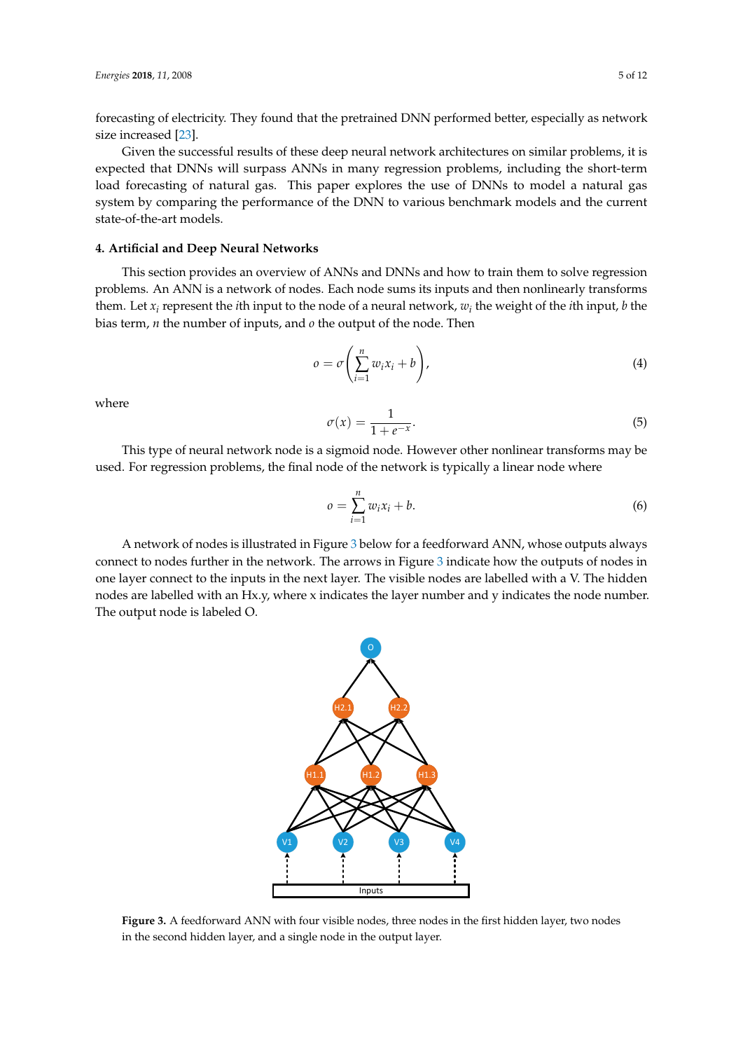forecasting of electricity. They found that the pretrained DNN performed better, especially as network size increased [23].

Given the successful results of these deep neural network architectures on similar problems, it is expected that DNNs will surpass ANNs in many regression problems, including the short-term load forecasting of natural gas. This paper explores the use of DNNs to model a natural gas system by comparing the performance of the DNN to various benchmark models and the current state-of-the-art models.

## 4. Artificial and Deep Neural Networks

This section provides an overview of ANNs and DNNs and how to train them to solve regression problems. An ANN is a network of nodes. Each node sums its inputs and then nonlinearly transforms them. Let $x_i$ represent the $i$th input to the node of a neural network, $w_i$ the weight of the $i$th input, $b$ the bias term, $n$ the number of inputs, and $o$ the output of the node. Then

$$o = \sigma\left(\sum_{i=1}^{n} w_i x_i + b\right), \tag{4}$$

where

$$\sigma(x) = \frac{1}{1 + e^{-x}}. \tag{5}$$

This type of neural network node is a sigmoid node. However other nonlinear transforms may be used. For regression problems, the final node of the network is typically a linear node where

$$o = \sum_{i=1}^{n} w_i x_i + b. \tag{6}$$

A network of nodes is illustrated in Figure 3 below for a feedforward ANN, whose outputs always connect to nodes further in the network. The arrows in Figure 3 indicate how the outputs of nodes in one layer connect to the inputs in the next layer. The visible nodes are labelled with a V. The hidden nodes are labelled with an Hx.y, where x indicates the layer number and y indicates the node number. The output node is labeled O.

**Figure 3.** A feedforward ANN with four visible nodes, three nodes in the first hidden layer, two nodes in the second hidden layer, and a single node in the output layer.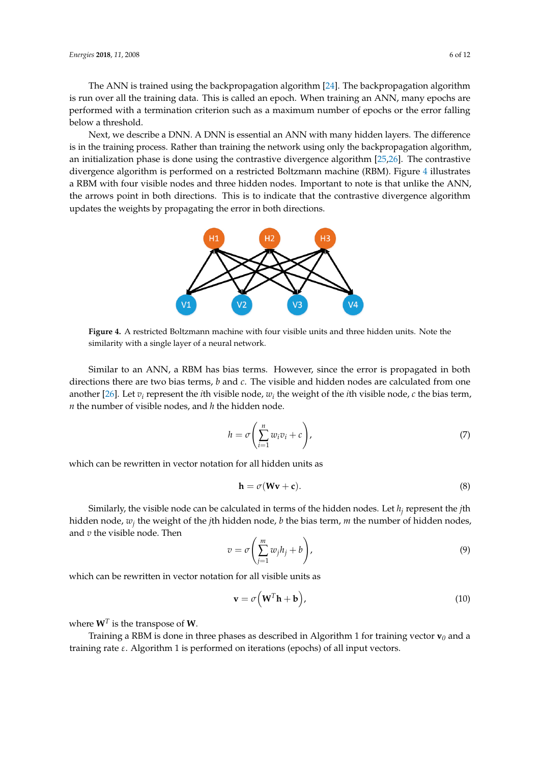The ANN is trained using the backpropagation algorithm [24]. The backpropagation algorithm is run over all the training data. This is called an epoch. When training an ANN, many epochs are performed with a termination criterion such as a maximum number of epochs or the error falling below a threshold.

Next, we describe a DNN. A DNN is essential an ANN with many hidden layers. The difference is in the training process. Rather than training the network using only the backpropagation algorithm, an initialization phase is done using the contrastive divergence algorithm [25,26]. The contrastive divergence algorithm is performed on a restricted Boltzmann machine (RBM). Figure 4 illustrates a RBM with four visible nodes and three hidden nodes. Important to note is that unlike the ANN, the arrows point in both directions. This is to indicate that the contrastive divergence algorithm updates the weights by propagating the error in both directions.

**Figure 4.** A restricted Boltzmann machine with four visible units and three hidden units. Note the similarity with a single layer of a neural network.

Similar to an ANN, a RBM has bias terms. However, since the error is propagated in both directions there are two bias terms, $b$ and $c$. The visible and hidden nodes are calculated from one another [26]. Let $v_i$ represent the $i$th visible node, $w_i$ the weight of the $i$th visible node, $c$ the bias term, $n$ the number of visible nodes, and $h$ the hidden node.

$$h = \sigma\left(\sum_{i=1}^{n} w_i v_i + c\right), \tag{7}$$

which can be rewritten in vector notation for all hidden units as

$$\mathbf{h} = \sigma(\mathbf{W}\mathbf{v} + \mathbf{c}). \tag{8}$$

Similarly, the visible node can be calculated in terms of the hidden nodes. Let $h_j$ represent the $j$th hidden node, $w_j$ the weight of the $j$th hidden node, $b$ the bias term, $m$ the number of hidden nodes, and $v$ the visible node. Then

$$v = \sigma\left(\sum_{j=1}^{m} w_j h_j + b\right), \tag{9}$$

which can be rewritten in vector notation for all visible units as

$$\mathbf{v} = \sigma\left(\mathbf{W}^T\mathbf{h} + \mathbf{b}\right), \tag{10}$$

where $\mathbf{W}^T$ is the transpose of $\mathbf{W}$.

Training a RBM is done in three phases as described in Algorithm 1 for training vector $\mathbf{v}_0$ and a training rate $\varepsilon$. Algorithm 1 is performed on iterations (epochs) of all input vectors.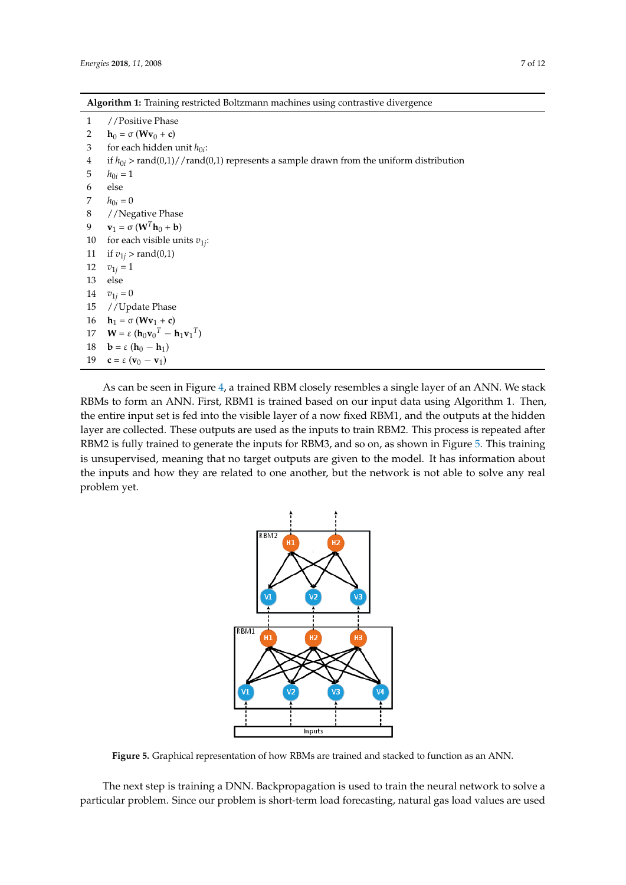**Algorithm 1:** Training restricted Boltzmann machines using contrastive divergence

```
1   //Positive Phase
2   h_0 = σ (W v_0 + c)
3   for each hidden unit h_0i:
4   if h_0i > rand(0,1)//rand(0,1) represents a sample drawn from the uniform distribution
5   h_0i = 1
6   else
7   h_0i = 0
8   //Negative Phase
9   v_1 = σ (W^T h_0 + b)
10  for each visible units v_1j:
11  if v_1j > rand(0,1)
12  v_1j = 1
13  else
14  v_1j = 0
15  //Update Phase
16  h_1 = σ (W v_1 + c)
17  W = ε (h_0 v_0^T − h_1 v_1^T)
18  b = ε (h_0 − h_1)
19  c = ε (v_0 − v_1)
```

As can be seen in Figure 4, a trained RBM closely resembles a single layer of an ANN. We stack RBMs to form an ANN. First, RBM1 is trained based on our input data using Algorithm 1. Then, the entire input set is fed into the visible layer of a now fixed RBM1, and the outputs at the hidden layer are collected. These outputs are used as the inputs to train RBM2. This process is repeated after RBM2 is fully trained to generate the inputs for RBM3, and so on, as shown in Figure 5. This training is unsupervised, meaning that no target outputs are given to the model. It has information about the inputs and how they are related to one another, but the network is not able to solve any real problem yet.

**Figure 5.** Graphical representation of how RBMs are trained and stacked to function as an ANN.

The next step is training a DNN. Backpropagation is used to train the neural network to solve a particular problem. Since our problem is short-term load forecasting, natural gas load values are used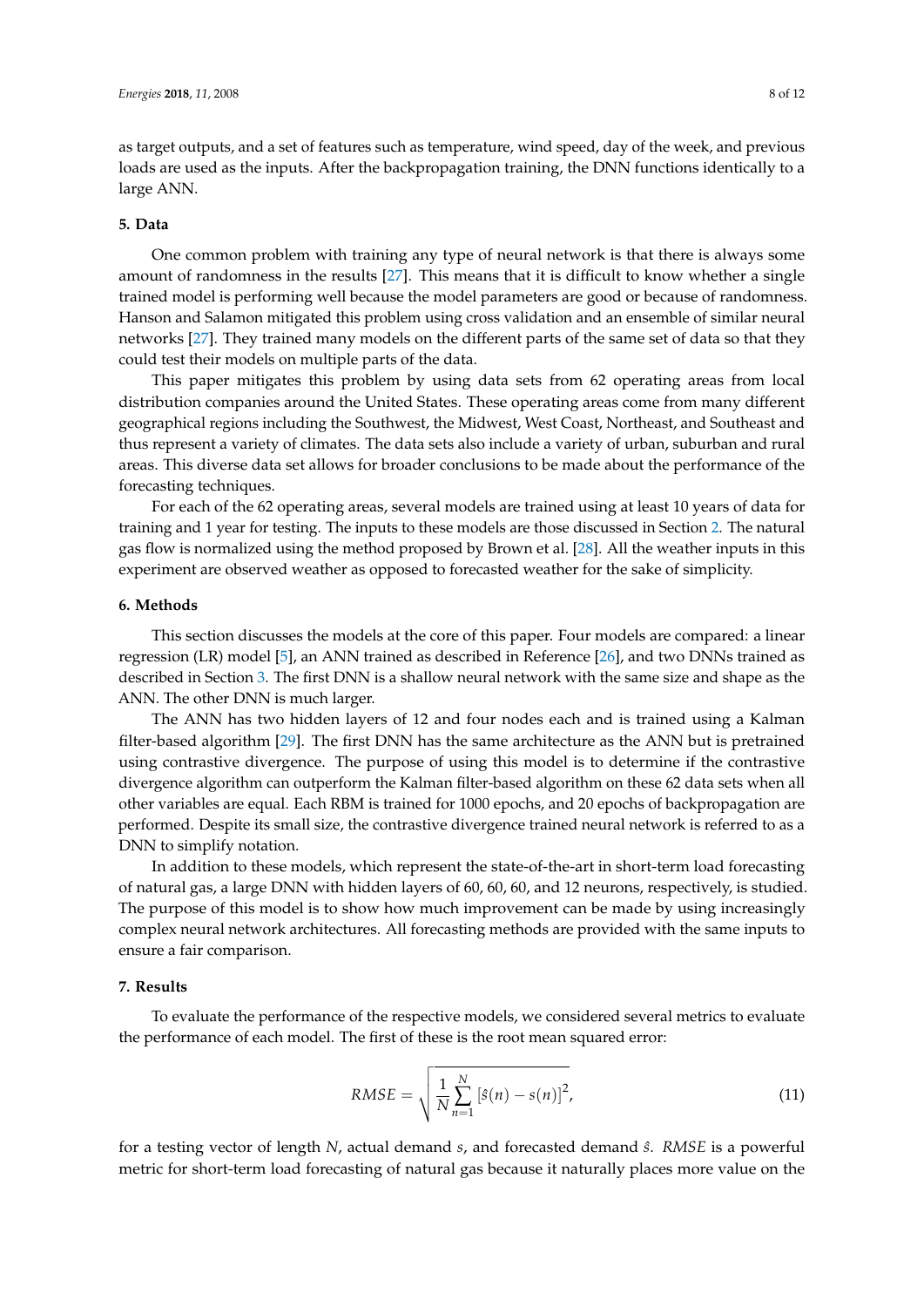as target outputs, and a set of features such as temperature, wind speed, day of the week, and previous loads are used as the inputs. After the backpropagation training, the DNN functions identically to a large ANN.

## 5. Data

One common problem with training any type of neural network is that there is always some amount of randomness in the results [27]. This means that it is difficult to know whether a single trained model is performing well because the model parameters are good or because of randomness. Hanson and Salamon mitigated this problem using cross validation and an ensemble of similar neural networks [27]. They trained many models on the different parts of the same set of data so that they could test their models on multiple parts of the data.

This paper mitigates this problem by using data sets from 62 operating areas from local distribution companies around the United States. These operating areas come from many different geographical regions including the Southwest, the Midwest, West Coast, Northeast, and Southeast and thus represent a variety of climates. The data sets also include a variety of urban, suburban and rural areas. This diverse data set allows for broader conclusions to be made about the performance of the forecasting techniques.

For each of the 62 operating areas, several models are trained using at least 10 years of data for training and 1 year for testing. The inputs to these models are those discussed in Section 2. The natural gas flow is normalized using the method proposed by Brown et al. [28]. All the weather inputs in this experiment are observed weather as opposed to forecasted weather for the sake of simplicity.

## 6. Methods

This section discusses the models at the core of this paper. Four models are compared: a linear regression (LR) model [5], an ANN trained as described in Reference [26], and two DNNs trained as described in Section 3. The first DNN is a shallow neural network with the same size and shape as the ANN. The other DNN is much larger.

The ANN has two hidden layers of 12 and four nodes each and is trained using a Kalman filter-based algorithm [29]. The first DNN has the same architecture as the ANN but is pretrained using contrastive divergence. The purpose of using this model is to determine if the contrastive divergence algorithm can outperform the Kalman filter-based algorithm on these 62 data sets when all other variables are equal. Each RBM is trained for 1000 epochs, and 20 epochs of backpropagation are performed. Despite its small size, the contrastive divergence trained neural network is referred to as a DNN to simplify notation.

In addition to these models, which represent the state-of-the-art in short-term load forecasting of natural gas, a large DNN with hidden layers of 60, 60, 60, and 12 neurons, respectively, is studied. The purpose of this model is to show how much improvement can be made by using increasingly complex neural network architectures. All forecasting methods are provided with the same inputs to ensure a fair comparison.

## 7. Results

To evaluate the performance of the respective models, we considered several metrics to evaluate the performance of each model. The first of these is the root mean squared error:

$$RMSE = \sqrt{\frac{1}{N}\sum_{n=1}^{N}\left[\hat{s}(n) - s(n)\right]^2}, \tag{11}$$

for a testing vector of length $N$, actual demand $s$, and forecasted demand $\hat{s}$. $RMSE$ is a powerful metric for short-term load forecasting of natural gas because it naturally places more value on the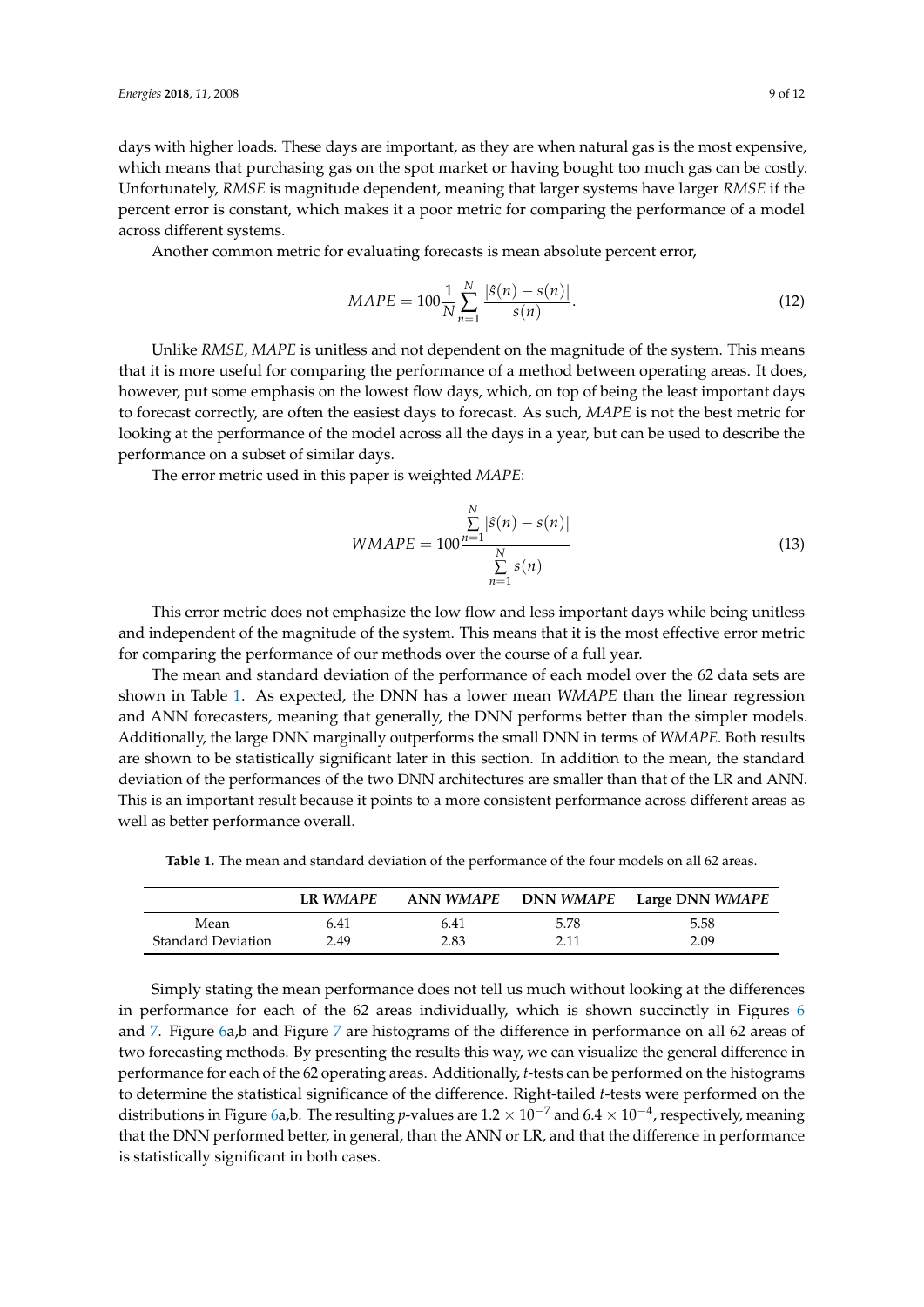days with higher loads. These days are important, as they are when natural gas is the most expensive, which means that purchasing gas on the spot market or having bought too much gas can be costly. Unfortunately, *RMSE* is magnitude dependent, meaning that larger systems have larger *RMSE* if the percent error is constant, which makes it a poor metric for comparing the performance of a model across different systems.

Another common metric for evaluating forecasts is mean absolute percent error,

$$MAPE = 100\frac{1}{N}\sum_{n=1}^{N}\frac{|\hat{s}(n) - s(n)|}{s(n)}. \tag{12}$$

Unlike *RMSE*, *MAPE* is unitless and not dependent on the magnitude of the system. This means that it is more useful for comparing the performance of a method between operating areas. It does, however, put some emphasis on the lowest flow days, which, on top of being the least important days to forecast correctly, are often the easiest days to forecast. As such, *MAPE* is not the best metric for looking at the performance of the model across all the days in a year, but can be used to describe the performance on a subset of similar days.

The error metric used in this paper is weighted *MAPE*:

$$WMAPE = 100\frac{\sum_{n=1}^{N}|\hat{s}(n) - s(n)|}{\sum_{n=1}^{N}s(n)} \tag{13}$$

This error metric does not emphasize the low flow and less important days while being unitless and independent of the magnitude of the system. This means that it is the most effective error metric for comparing the performance of our methods over the course of a full year.

The mean and standard deviation of the performance of each model over the 62 data sets are shown in Table 1. As expected, the DNN has a lower mean *WMAPE* than the linear regression and ANN forecasters, meaning that generally, the DNN performs better than the simpler models. Additionally, the large DNN marginally outperforms the small DNN in terms of *WMAPE*. Both results are shown to be statistically significant later in this section. In addition to the mean, the standard deviation of the performances of the two DNN architectures are smaller than that of the LR and ANN. This is an important result because it points to a more consistent performance across different areas as well as better performance overall.

**Table 1.** The mean and standard deviation of the performance of the four models on all 62 areas.

| | LR *WMAPE* | ANN *WMAPE* | DNN *WMAPE* | Large DNN *WMAPE* |
|---|---|---|---|---|
| Mean | 6.41 | 6.41 | 5.78 | 5.58 |
| Standard Deviation | 2.49 | 2.83 | 2.11 | 2.09 |

Simply stating the mean performance does not tell us much without looking at the differences in performance for each of the 62 areas individually, which is shown succinctly in Figures 6 and 7. Figure 6a,b and Figure 7 are histograms of the difference in performance on all 62 areas of two forecasting methods. By presenting the results this way, we can visualize the general difference in performance for each of the 62 operating areas. Additionally, *t*-tests can be performed on the histograms to determine the statistical significance of the difference. Right-tailed *t*-tests were performed on the distributions in Figure 6a,b. The resulting *p*-values are $1.2 \times 10^{-7}$ and $6.4 \times 10^{-4}$, respectively, meaning that the DNN performed better, in general, than the ANN or LR, and that the difference in performance is statistically significant in both cases.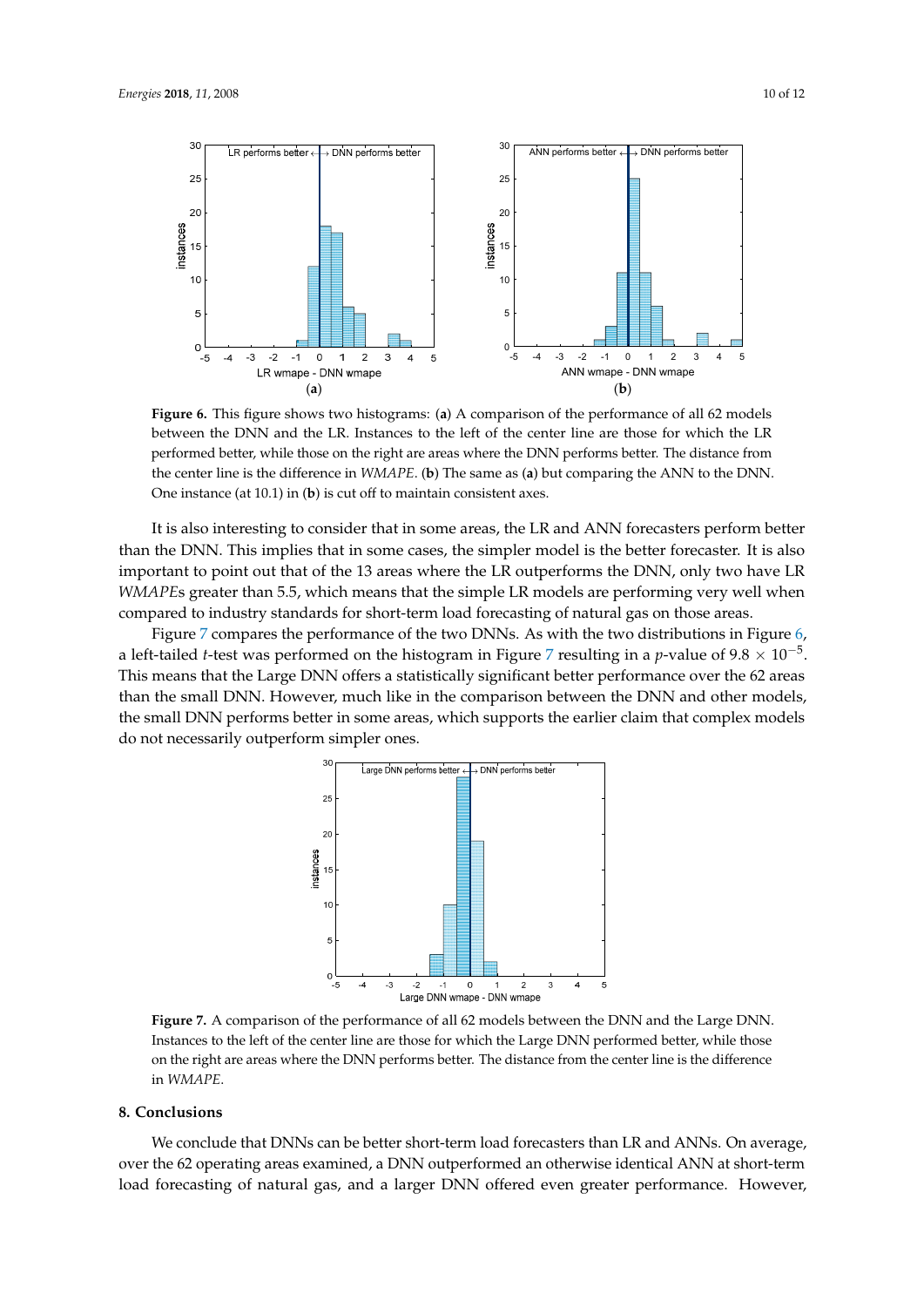**Figure 6.** This figure shows two histograms: (**a**) A comparison of the performance of all 62 models between the DNN and the LR. Instances to the left of the center line are those for which the LR performed better, while those on the right are areas where the DNN performs better. The distance from the center line is the difference in *WMAPE*. (**b**) The same as (**a**) but comparing the ANN to the DNN. One instance (at 10.1) in (**b**) is cut off to maintain consistent axes.

It is also interesting to consider that in some areas, the LR and ANN forecasters perform better than the DNN. This implies that in some cases, the simpler model is the better forecaster. It is also important to point out that of the 13 areas where the LR outperforms the DNN, only two have LR *WMAPE*s greater than 5.5, which means that the simple LR models are performing very well when compared to industry standards for short-term load forecasting of natural gas on those areas.

Figure 7 compares the performance of the two DNNs. As with the two distributions in Figure 6, a left-tailed *t*-test was performed on the histogram in Figure 7 resulting in a *p*-value of $9.8 \times 10^{-5}$. This means that the Large DNN offers a statistically significant better performance over the 62 areas than the small DNN. However, much like in the comparison between the DNN and other models, the small DNN performs better in some areas, which supports the earlier claim that complex models do not necessarily outperform simpler ones.

**Figure 7.** A comparison of the performance of all 62 models between the DNN and the Large DNN. Instances to the left of the center line are those for which the Large DNN performed better, while those on the right are areas where the DNN performs better. The distance from the center line is the difference in *WMAPE*.

## 8. Conclusions

We conclude that DNNs can be better short-term load forecasters than LR and ANNs. On average, over the 62 operating areas examined, a DNN outperformed an otherwise identical ANN at short-term load forecasting of natural gas, and a larger DNN offered even greater performance. However,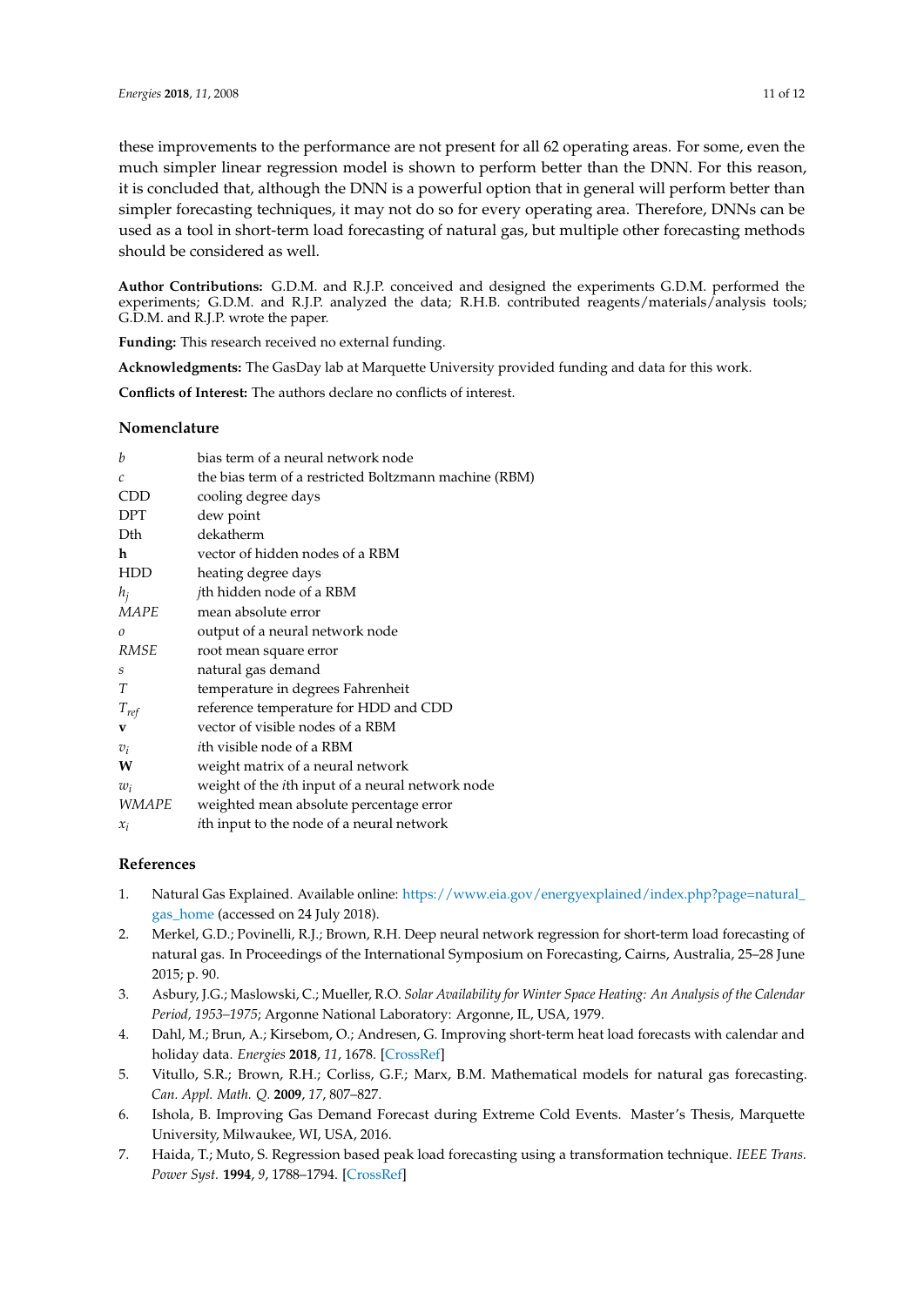these improvements to the performance are not present for all 62 operating areas. For some, even the much simpler linear regression model is shown to perform better than the DNN. For this reason, it is concluded that, although the DNN is a powerful option that in general will perform better than simpler forecasting techniques, it may not do so for every operating area. Therefore, DNNs can be used as a tool in short-term load forecasting of natural gas, but multiple other forecasting methods should be considered as well.

**Author Contributions:** G.D.M. and R.J.P. conceived and designed the experiments G.D.M. performed the experiments; G.D.M. and R.J.P. analyzed the data; R.H.B. contributed reagents/materials/analysis tools; G.D.M. and R.J.P. wrote the paper.

**Funding:** This research received no external funding.

**Acknowledgments:** The GasDay lab at Marquette University provided funding and data for this work.

**Conflicts of Interest:** The authors declare no conflicts of interest.

## Nomenclature

| | |
|---|---|
| $b$ | bias term of a neural network node |
| $c$ | the bias term of a restricted Boltzmann machine (RBM) |
| CDD | cooling degree days |
| DPT | dew point |
| Dth | dekatherm |
| $\mathbf{h}$ | vector of hidden nodes of a RBM |
| HDD | heating degree days |
| $h_j$ | $j$th hidden node of a RBM |
| *MAPE* | mean absolute error |
| $o$ | output of a neural network node |
| *RMSE* | root mean square error |
| $s$ | natural gas demand |
| $T$ | temperature in degrees Fahrenheit |
| $T_{ref}$ | reference temperature for HDD and CDD |
| $\mathbf{v}$ | vector of visible nodes of a RBM |
| $v_i$ | $i$th visible node of a RBM |
| $\mathbf{W}$ | weight matrix of a neural network |
| $w_i$ | weight of the $i$th input of a neural network node |
| *WMAPE* | weighted mean absolute percentage error |
| $x_i$ | $i$th input to the node of a neural network |

## References

1. Natural Gas Explained. Available online: https://www.eia.gov/energyexplained/index.php?page=natural_gas_home (accessed on 24 July 2018).
2. Merkel, G.D.; Povinelli, R.J.; Brown, R.H. Deep neural network regression for short-term load forecasting of natural gas. In Proceedings of the International Symposium on Forecasting, Cairns, Australia, 25–28 June 2015; p. 90.
3. Asbury, J.G.; Maslowski, C.; Mueller, R.O. *Solar Availability for Winter Space Heating: An Analysis of the Calendar Period, 1953–1975*; Argonne National Laboratory: Argonne, IL, USA, 1979.
4. Dahl, M.; Brun, A.; Kirsebom, O.; Andresen, G. Improving short-term heat load forecasts with calendar and holiday data. *Energies* **2018**, *11*, 1678. [CrossRef]
5. Vitullo, S.R.; Brown, R.H.; Corliss, G.F.; Marx, B.M. Mathematical models for natural gas forecasting. *Can. Appl. Math. Q.* **2009**, *17*, 807–827.
6. Ishola, B. Improving Gas Demand Forecast during Extreme Cold Events. Master's Thesis, Marquette University, Milwaukee, WI, USA, 2016.
7. Haida, T.; Muto, S. Regression based peak load forecasting using a transformation technique. *IEEE Trans. Power Syst.* **1994**, *9*, 1788–1794. [CrossRef]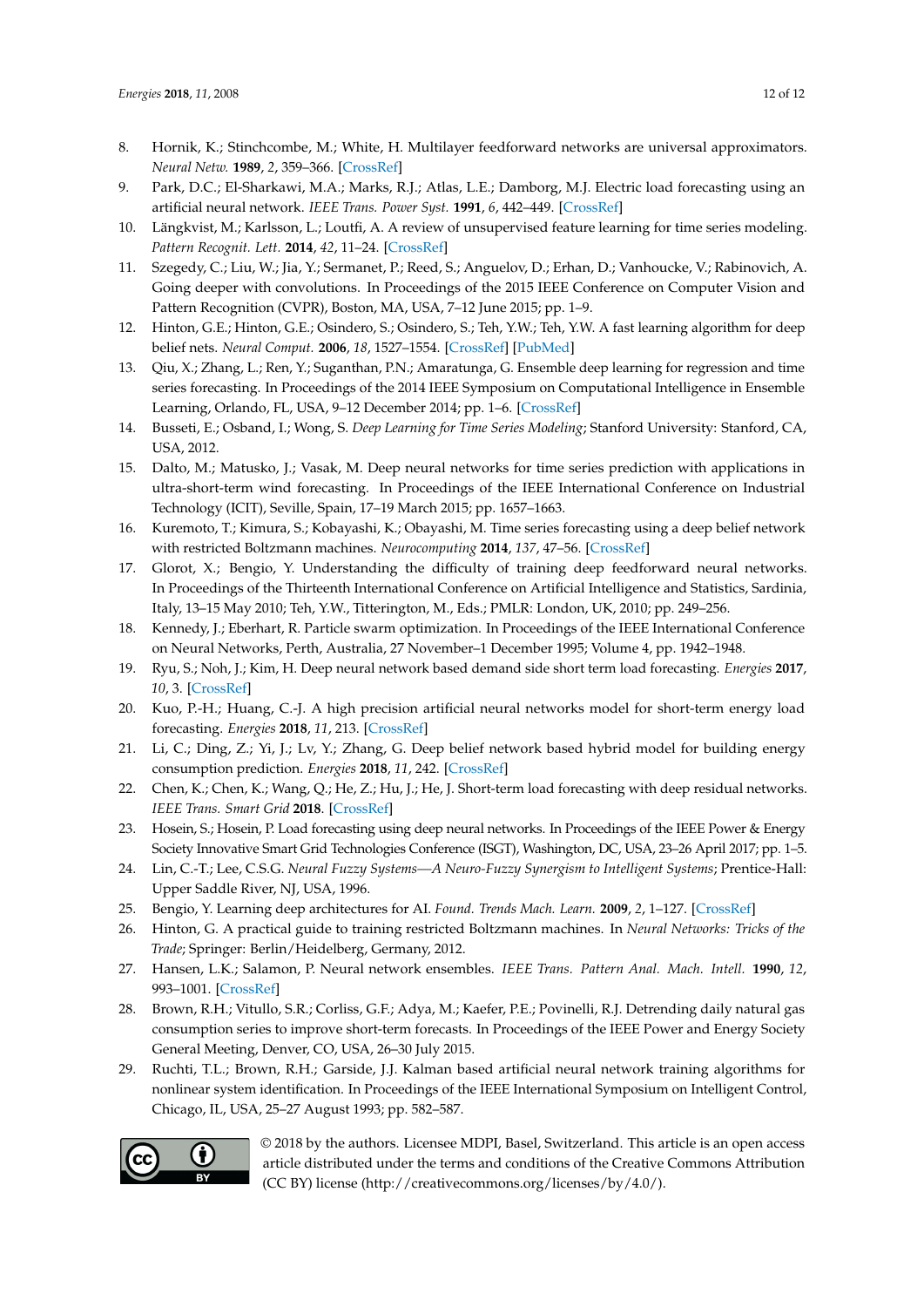8. Hornik, K.; Stinchcombe, M.; White, H. Multilayer feedforward networks are universal approximators. *Neural Netw.* **1989**, *2*, 359–366. [CrossRef]
9. Park, D.C.; El-Sharkawi, M.A.; Marks, R.J.; Atlas, L.E.; Damborg, M.J. Electric load forecasting using an artificial neural network. *IEEE Trans. Power Syst.* **1991**, *6*, 442–449. [CrossRef]
10. Längkvist, M.; Karlsson, L.; Loutfi, A. A review of unsupervised feature learning for time series modeling. *Pattern Recognit. Lett.* **2014**, *42*, 11–24. [CrossRef]
11. Szegedy, C.; Liu, W.; Jia, Y.; Sermanet, P.; Reed, S.; Anguelov, D.; Erhan, D.; Vanhoucke, V.; Rabinovich, A. Going deeper with convolutions. In Proceedings of the 2015 IEEE Conference on Computer Vision and Pattern Recognition (CVPR), Boston, MA, USA, 7–12 June 2015; pp. 1–9.
12. Hinton, G.E.; Hinton, G.E.; Osindero, S.; Osindero, S.; Teh, Y.W.; Teh, Y.W. A fast learning algorithm for deep belief nets. *Neural Comput.* **2006**, *18*, 1527–1554. [CrossRef] [PubMed]
13. Qiu, X.; Zhang, L.; Ren, Y.; Suganthan, P.N.; Amaratunga, G. Ensemble deep learning for regression and time series forecasting. In Proceedings of the 2014 IEEE Symposium on Computational Intelligence in Ensemble Learning, Orlando, FL, USA, 9–12 December 2014; pp. 1–6. [CrossRef]
14. Busseti, E.; Osband, I.; Wong, S. *Deep Learning for Time Series Modeling*; Stanford University: Stanford, CA, USA, 2012.
15. Dalto, M.; Matusko, J.; Vasak, M. Deep neural networks for time series prediction with applications in ultra-short-term wind forecasting. In Proceedings of the IEEE International Conference on Industrial Technology (ICIT), Seville, Spain, 17–19 March 2015; pp. 1657–1663.
16. Kuremoto, T.; Kimura, S.; Kobayashi, K.; Obayashi, M. Time series forecasting using a deep belief network with restricted Boltzmann machines. *Neurocomputing* **2014**, *137*, 47–56. [CrossRef]
17. Glorot, X.; Bengio, Y. Understanding the difficulty of training deep feedforward neural networks. In Proceedings of the Thirteenth International Conference on Artificial Intelligence and Statistics, Sardinia, Italy, 13–15 May 2010; Teh, Y.W., Titterington, M., Eds.; PMLR: London, UK, 2010; pp. 249–256.
18. Kennedy, J.; Eberhart, R. Particle swarm optimization. In Proceedings of the IEEE International Conference on Neural Networks, Perth, Australia, 27 November–1 December 1995; Volume 4, pp. 1942–1948.
19. Ryu, S.; Noh, J.; Kim, H. Deep neural network based demand side short term load forecasting. *Energies* **2017**, *10*, 3. [CrossRef]
20. Kuo, P.-H.; Huang, C.-J. A high precision artificial neural networks model for short-term energy load forecasting. *Energies* **2018**, *11*, 213. [CrossRef]
21. Li, C.; Ding, Z.; Yi, J.; Lv, Y.; Zhang, G. Deep belief network based hybrid model for building energy consumption prediction. *Energies* **2018**, *11*, 242. [CrossRef]
22. Chen, K.; Chen, K.; Wang, Q.; He, Z.; Hu, J.; He, J. Short-term load forecasting with deep residual networks. *IEEE Trans. Smart Grid* **2018**. [CrossRef]
23. Hosein, S.; Hosein, P. Load forecasting using deep neural networks. In Proceedings of the IEEE Power & Energy Society Innovative Smart Grid Technologies Conference (ISGT), Washington, DC, USA, 23–26 April 2017; pp. 1–5.
24. Lin, C.-T.; Lee, C.S.G. *Neural Fuzzy Systems—A Neuro-Fuzzy Synergism to Intelligent Systems*; Prentice-Hall: Upper Saddle River, NJ, USA, 1996.
25. Bengio, Y. Learning deep architectures for AI. *Found. Trends Mach. Learn.* **2009**, *2*, 1–127. [CrossRef]
26. Hinton, G. A practical guide to training restricted Boltzmann machines. In *Neural Networks: Tricks of the Trade*; Springer: Berlin/Heidelberg, Germany, 2012.
27. Hansen, L.K.; Salamon, P. Neural network ensembles. *IEEE Trans. Pattern Anal. Mach. Intell.* **1990**, *12*, 993–1001. [CrossRef]
28. Brown, R.H.; Vitullo, S.R.; Corliss, G.F.; Adya, M.; Kaefer, P.E.; Povinelli, R.J. Detrending daily natural gas consumption series to improve short-term forecasts. In Proceedings of the IEEE Power and Energy Society General Meeting, Denver, CO, USA, 26–30 July 2015.
29. Ruchti, T.L.; Brown, R.H.; Garside, J.J. Kalman based artificial neural network training algorithms for nonlinear system identification. In Proceedings of the IEEE International Symposium on Intelligent Control, Chicago, IL, USA, 25–27 August 1993; pp. 582–587.

© 2018 by the authors. Licensee MDPI, Basel, Switzerland. This article is an open access article distributed under the terms and conditions of the Creative Commons Attribution (CC BY) license (http://creativecommons.org/licenses/by/4.0/).